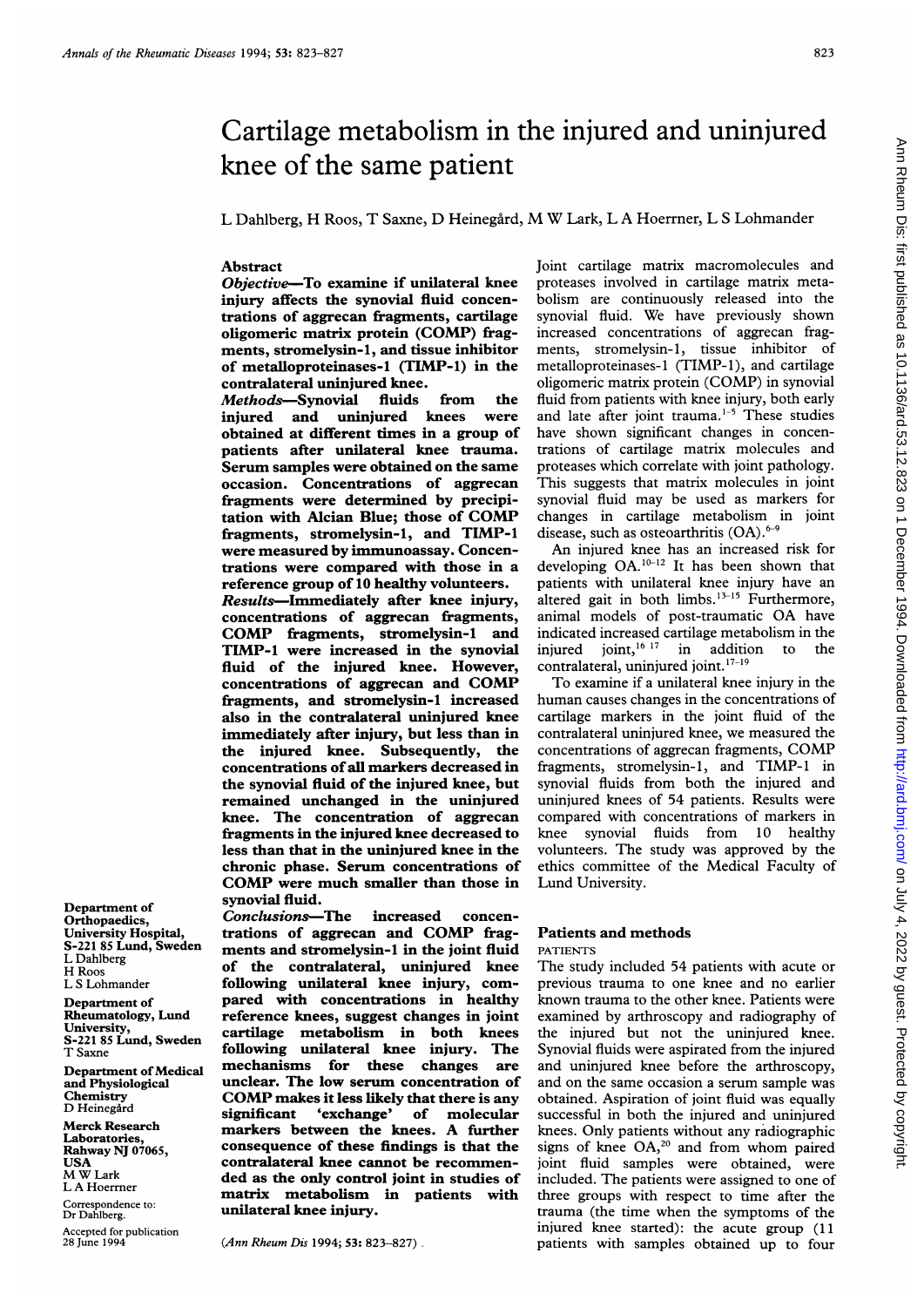# Cartilage metabolism in the injured and uninjured knee of the same patient

L Dahlberg, H Roos, T Saxne, D Heinegård, M W Lark, L A Hoerrner, L S Lohmander

## Abstract

**Objective—To examine if unilateral knee injury affects the synovial fluid concentrations of aggrecan fragments, cartilage oligomeric matrix protein (COMP) fragments, stromelysin-1, and tissue inhibitor of metalloproteinases-1 (TIMP-1) in the contralateral uninjured knee.**

**Methods—Synovial fluids from the injured and uninjured knees were obtained at different times in a group of patients after unilateral knee trauma. Serum samples were obtained on the same occasion. Concentrations of aggrecan fragments were determined by precipitation with Alcian Blue; those of COMP fragments, stromelysin-1, and TIMP-1 were measured by immunoassay. Concentrations were compared with those in a reference group of 10 healthy volunteers.**

**Results—Immediately after knee injury, concentrations of aggrecan fragments, COMP fragments, stromelysin-1 and TIMP-1 were increased in the synovial fluid of the injured knee. However, concentrations of aggrecan and COMP fragments, and stromelysin-1 increased also in the contralateral uninjured knee immediately after injury, but less than in the injured knee. Subsequently, the concentrations of all markers decreased in the synovial fluid of the injured knee, but remained unchanged in the uninjured knee. The concentration of aggrecan fragments in the injured knee decreased to less than that in the uninjured knee in the chronic phase. Serum concentrations of COMP were much smaller than those in synovial fluid.**

**Conclusions—The increased concentrations of aggrecan and COMP fragments and stromelysin-1 in the joint fluid of the contralateral, uninjured knee following unilateral knee injury, compared with concentrations in healthy reference knees, suggest changes in joint cartilage metabolism in both knees following unilateral knee injury. The mechanisms for these changes are unclear. The low serum concentration of COMP makes it less likely that there is any significant 'exchange' of molecular markers between the knees. A further consequence of these findings is that the contralateral knee cannot be recommended as the only control joint in studies of matrix metabolism in patients with unilateral knee injury.**

(*Ann Rheum Dis* 1994; 53: 823–827)

Department of Orthopaedics, University Hospital, S-221 85 Lund, Sweden
L Dahlberg
H Roos
L S Lohmander

Department of Rheumatology, Lund University, S-221 85 Lund, Sweden
T Saxne

Department of Medical and Physiological Chemistry
D Heinegård

Merck Research Laboratories, Rahway NJ 07065, USA
M W Lark
L A Hoerrner

Correspondence to: Dr Dahlberg.

Accepted for publication 28 June 1994

Joint cartilage matrix macromolecules and proteases involved in cartilage matrix metabolism are continuously released into the synovial fluid. We have previously shown increased concentrations of aggrecan fragments, stromelysin-1, tissue inhibitor of metalloproteinases-1 (TIMP-1), and cartilage oligomeric matrix protein (COMP) in synovial fluid from patients with knee injury, both early and late after joint trauma.[1–5] These studies have shown significant changes in concentrations of cartilage matrix molecules and proteases which correlate with joint pathology. This suggests that matrix molecules in joint synovial fluid may be used as markers for changes in cartilage metabolism in joint disease, such as osteoarthritis (OA).[6–9]

An injured knee has an increased risk for developing OA.[10–12] It has been shown that patients with unilateral knee injury have an altered gait in both limbs.[13–15] Furthermore, animal models of post-traumatic OA have indicated increased cartilage metabolism in the injured joint,[16 17] in addition to the contralateral, uninjured joint.[17–19]

To examine if a unilateral knee injury in the human causes changes in the concentrations of cartilage markers in the joint fluid of the contralateral uninjured knee, we measured the concentrations of aggrecan fragments, COMP fragments, stromelysin-1, and TIMP-1 in synovial fluids from both the injured and uninjured knees of 54 patients. Results were compared with concentrations of markers in knee synovial fluids from 10 healthy volunteers. The study was approved by the ethics committee of the Medical Faculty of Lund University.

## Patients and methods

### PATIENTS

The study included 54 patients with acute or previous trauma to one knee and no earlier known trauma to the other knee. Patients were examined by arthroscopy and radiography of the injured but not the uninjured knee. Synovial fluids were aspirated from the injured and uninjured knee before the arthroscopy, and on the same occasion a serum sample was obtained. Aspiration of joint fluid was equally successful in both the injured and uninjured knees. Only patients without any radiographic signs of knee OA,[20] and from whom paired joint fluid samples were obtained, were included. The patients were assigned to one of three groups with respect to time after the trauma (the time when the symptoms of the injured knee started): the acute group (11 patients with samples obtained up to four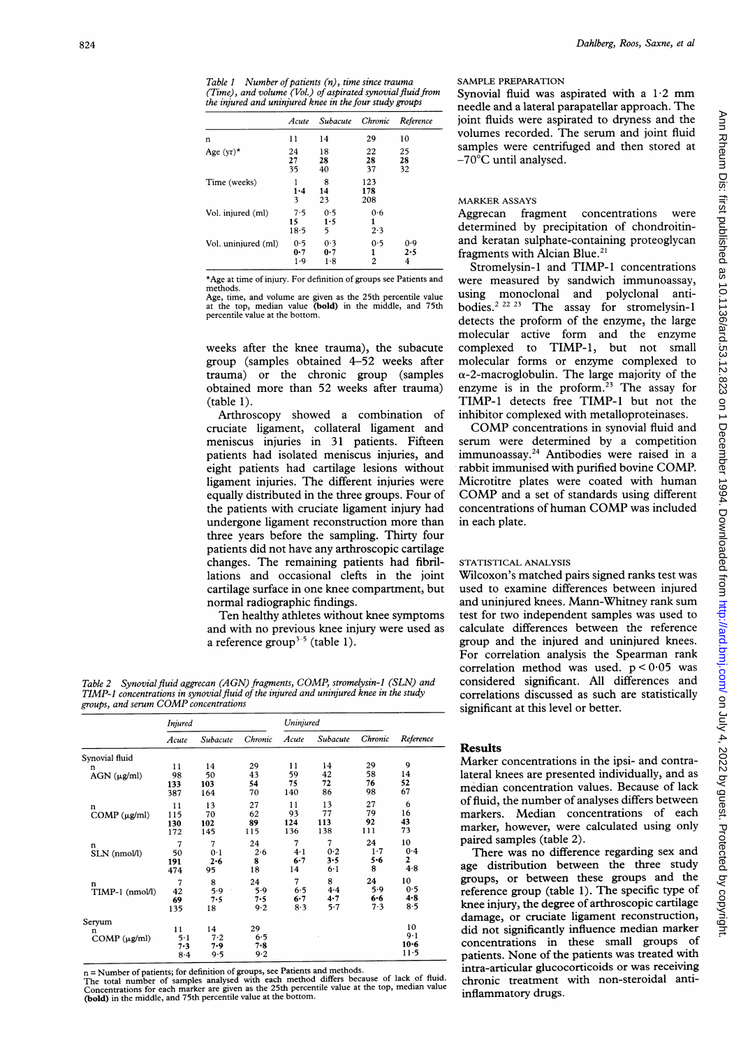Table 1 *Number of patients (n), time since trauma (Time), and volume (Vol.) of aspirated synovial fluid from the injured and uninjured knee in the four study groups*

| | Acute | Subacute | Chronic | Reference |
|---|---|---|---|---|
| n | 11 | 14 | 29 | 10 |
| Age (yr)* | 24<br>**27**<br>35 | 18<br>**28**<br>40 | 22<br>**28**<br>37 | 25<br>**28**<br>32 |
| Time (weeks) | 1<br>**1·4**<br>3 | 8<br>**14**<br>23 | 123<br>**178**<br>208 | |
| Vol. injured (ml) | 7·5<br>**15**<br>18·5 | 0·5<br>**1·5**<br>5 | 0·6<br>**1**<br>2·3 | |
| Vol. uninjured (ml) | 0·5<br>**0·7**<br>1·9 | 0·3<br>**0·7**<br>1·8 | 0·5<br>**1**<br>2 | 0·9<br>**2·5**<br>4 |

*Age at time of injury. For definition of groups see Patients and methods.
Age, time, and volume are given as the 25th percentile value at the top, median value (**bold**) in the middle, and 75th percentile value at the bottom.

weeks after the knee trauma), the subacute group (samples obtained 4–52 weeks after trauma) or the chronic group (samples obtained more than 52 weeks after trauma) (table 1).

Arthroscopy showed a combination of cruciate ligament, collateral ligament and meniscus injuries in 31 patients. Fifteen patients had isolated meniscus injuries, and eight patients had cartilage lesions without ligament injuries. The different injuries were equally distributed in the three groups. Four of the patients with cruciate ligament injury had undergone ligament reconstruction more than three years before the sampling. Thirty four patients did not have any arthroscopic cartilage changes. The remaining patients had fibrillations and occasional clefts in the joint cartilage surface in one knee compartment, but normal radiographic findings.

Ten healthy athletes without knee symptoms and with no previous knee injury were used as a reference group[3-5] (table 1).

Table 2 *Synovial fluid aggrecan (AGN) fragments, COMP, stromelysin-1 (SLN) and TIMP-1 concentrations in synovial fluid of the injured and uninjured knee in the study groups, and serum COMP concentrations*

| | Injured | | | Uninjured | | | |
|---|---|---|---|---|---|---|---|
| | Acute | Subacute | Chronic | Acute | Subacute | Chronic | Reference |
| **Synovial fluid** | | | | | | | |
| n | 11 | 14 | 29 | 11 | 14 | 29 | 9 |
| AGN (µg/ml) | 98<br>**133**<br>387 | 50<br>**103**<br>164 | 43<br>**54**<br>70 | 59<br>**75**<br>140 | 42<br>**72**<br>86 | 58<br>**76**<br>98 | 14<br>**52**<br>67 |
| n | 11 | 13 | 27 | 11 | 13 | 27 | 6 |
| COMP (µg/ml) | 115<br>**130**<br>172 | 70<br>**102**<br>145 | 62<br>**89**<br>115 | 93<br>**124**<br>136 | 77<br>**113**<br>138 | 79<br>**92**<br>111 | 16<br>**43**<br>73 |
| n | 7 | 7 | 24 | 7 | 7 | 24 | 10 |
| SLN (nmol/l) | 50<br>**191**<br>474 | 0·1<br>**2·6**<br>95 | 2·6<br>**8**<br>18 | 4·1<br>**6·7**<br>14 | 0·2<br>**3·5**<br>6·1 | 1·7<br>**5·6**<br>8 | 0·4<br>**2**<br>4·8 |
| n | 7 | 8 | 24 | 7 | 8 | 24 | 10 |
| TIMP-1 (nmol/l) | 42<br>**69**<br>135 | 5·9<br>**7·5**<br>18 | 5·9<br>**7·5**<br>9·2 | 6·5<br>**6·7**<br>8·3 | 4·4<br>**4·7**<br>5·7 | 5·9<br>**6·6**<br>7·3 | 0·5<br>**4·8**<br>8·5 |
| **Serum** | | | | | | | |
| n | 11 | 14 | 29 | | | | 10 |
| COMP (µg/ml) | 5·1<br>**7·3**<br>8·4 | 7·2<br>**7·9**<br>9·5 | 6·5<br>**7·8**<br>9·2 | | | | 9·1<br>**10·6**<br>11·5 |

n = Number of patients; for definition of groups, see Patients and methods.
The total number of samples analysed with each method differs because of lack of fluid. Concentrations for each marker are given as the 25th percentile value at the top, median value (**bold**) in the middle, and 75th percentile value at the bottom.

## SAMPLE PREPARATION

Synovial fluid was aspirated with a 1·2 mm needle and a lateral parapatellar approach. The joint fluids were aspirated to dryness and the volumes recorded. The serum and joint fluid samples were centrifuged and then stored at −70°C until analysed.

## MARKER ASSAYS

Aggrecan fragment concentrations were determined by precipitation of chondroitin- and keratan sulphate-containing proteoglycan fragments with Alcian Blue.[21]

Stromelysin-1 and TIMP-1 concentrations were measured by sandwich immunoassay, using monoclonal and polyclonal antibodies.[2 22 23] The assay for stromelysin-1 detects the proform of the enzyme, the large molecular active form and the enzyme complexed to TIMP-1, but not small molecular forms or enzyme complexed to α-2-macroglobulin. The large majority of the enzyme is in the proform.[23] The assay for TIMP-1 detects free TIMP-1 but not the inhibitor complexed with metalloproteinases.

COMP concentrations in synovial fluid and serum were determined by a competition immunoassay.[24] Antibodies were raised in a rabbit immunised with purified bovine COMP. Microtitre plates were coated with human COMP and a set of standards using different concentrations of human COMP was included in each plate.

## STATISTICAL ANALYSIS

Wilcoxon's matched pairs signed ranks test was used to examine differences between injured and uninjured knees. Mann-Whitney rank sum test for two independent samples was used to calculate differences between the reference group and the injured and uninjured knees. For correlation analysis the Spearman rank correlation method was used. $p < 0·05$ was considered significant. All differences and correlations discussed as such are statistically significant at this level or better.

# Results

Marker concentrations in the ipsi- and contralateral knees are presented individually, and as median concentration values. Because of lack of fluid, the number of analyses differs between markers. Median concentrations of each marker, however, were calculated using only paired samples (table 2).

There was no difference regarding sex and age distribution between the three study groups, or between these groups and the reference group (table 1). The specific type of knee injury, the degree of arthroscopic cartilage damage, or cruciate ligament reconstruction, did not significantly influence median marker concentrations in these small groups of patients. None of the patients was treated with intra-articular glucocorticoids or was receiving chronic treatment with non-steroidal anti-inflammatory drugs.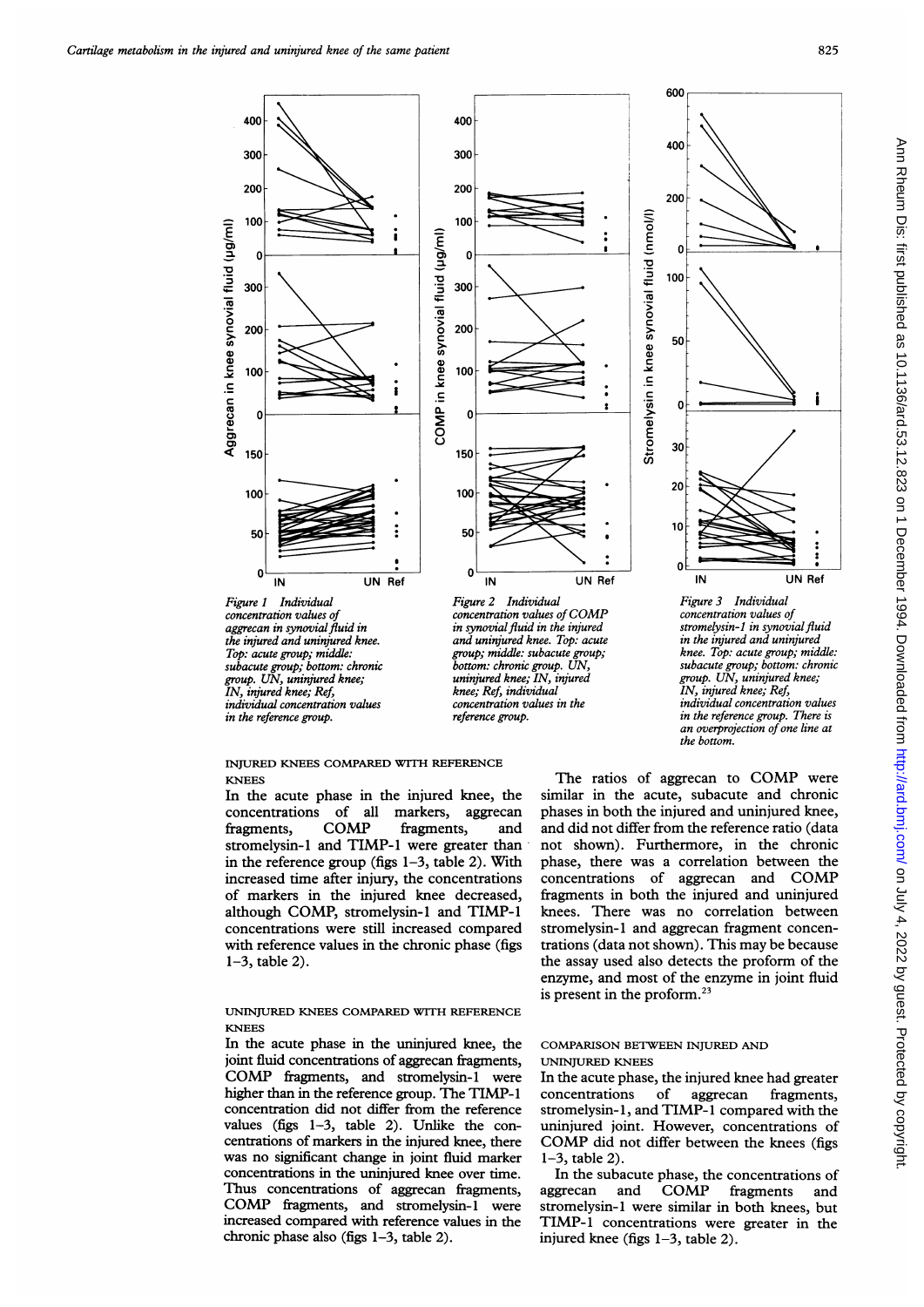Aggrecan in knee synovial fluid (µg/ml)

400
300
200
100
0
300
200
100
0
150
100
50
0
IN UN Ref

*Figure 1 Individual concentration values of aggrecan in synovial fluid in the injured and uninjured knee. Top: acute group; middle: subacute group; bottom: chronic group. UN, uninjured knee; IN, injured knee; Ref, individual concentration values in the reference group.*

COMP in knee synovial fluid (µg/ml)

400
300
200
100
0
300
200
100
0
150
100
50
0
IN UN Ref

*Figure 2 Individual concentration values of COMP in synovial fluid in the injured and uninjured knee. Top: acute group; middle: subacute group; bottom: chronic group. UN, uninjured knee; IN, injured knee; Ref, individual concentration values in the reference group.*

Stromelysin in knee synovial fluid (nmol/l)

600
400
200
0
100
50
0
30
20
10
0
IN UN Ref

*Figure 3 Individual concentration values of stromelysin-1 in synovial fluid in the injured and uninjured knee. Top: acute group; middle: subacute group; bottom: chronic group. UN, uninjured knee; IN, injured knee; Ref, individual concentration values in the reference group. There is an overprojection of one line at the bottom.*

INJURED KNEES COMPARED WITH REFERENCE KNEES

In the acute phase in the injured knee, the concentrations of all markers, aggrecan fragments, COMP fragments, and stromelysin-1 and TIMP-1 were greater than in the reference group (figs 1–3, table 2). With increased time after injury, the concentrations of markers in the injured knee decreased, although COMP, stromelysin-1 and TIMP-1 concentrations were still increased compared with reference values in the chronic phase (figs 1–3, table 2).

UNINJURED KNEES COMPARED WITH REFERENCE KNEES

In the acute phase in the uninjured knee, the joint fluid concentrations of aggrecan fragments, COMP fragments, and stromelysin-1 were higher than in the reference group. The TIMP-1 concentration did not differ from the reference values (figs 1–3, table 2). Unlike the concentrations of markers in the injured knee, there was no significant change in joint fluid marker concentrations in the uninjured knee over time. Thus concentrations of aggrecan fragments, COMP fragments, and stromelysin-1 were increased compared with reference values in the chronic phase also (figs 1–3, table 2).

The ratios of aggrecan to COMP were similar in the acute, subacute and chronic phases in both the injured and uninjured knee, and did not differ from the reference ratio (data not shown). Furthermore, in the chronic phase, there was a correlation between the concentrations of aggrecan and COMP fragments in both the injured and uninjured knees. There was no correlation between stromelysin-1 and aggrecan fragment concentrations (data not shown). This may be because the assay used also detects the proform of the enzyme, and most of the enzyme in joint fluid is present in the proform.[23]

COMPARISON BETWEEN INJURED AND UNINJURED KNEES

In the acute phase, the injured knee had greater concentrations of aggrecan fragments, stromelysin-1, and TIMP-1 compared with the uninjured joint. However, concentrations of COMP did not differ between the knees (figs 1–3, table 2).

In the subacute phase, the concentrations of aggrecan and COMP fragments and stromelysin-1 were similar in both knees, but TIMP-1 concentrations were greater in the injured knee (figs 1–3, table 2).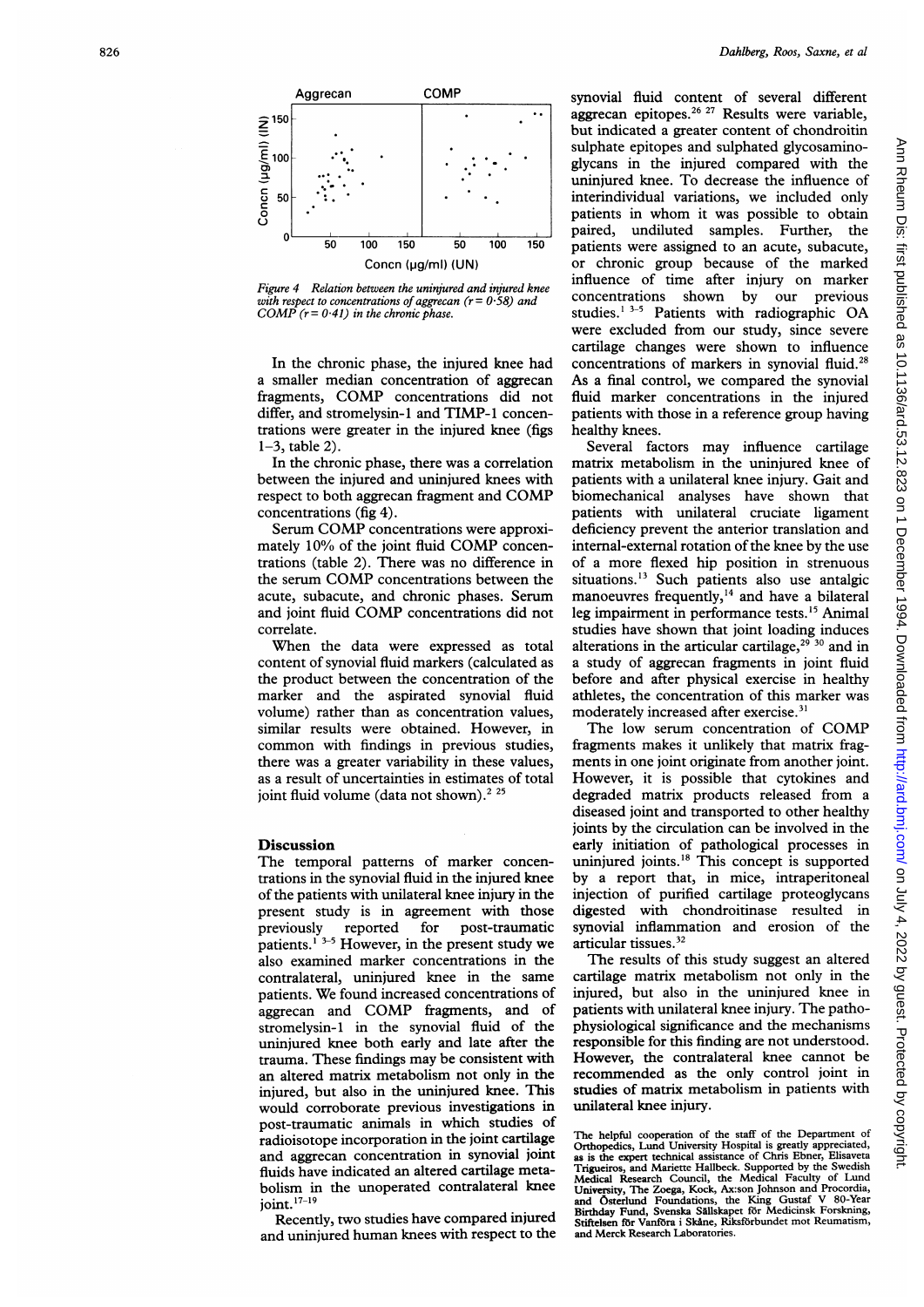Aggrecan

COMP

Concn (μg/ml) (IN)

150

100

50

0

50 100 150

50 100 150

Concn (μg/ml) (UN)

*Figure 4 Relation between the uninjured and injured knee with respect to concentrations of aggrecan (r = 0·58) and COMP (r = 0·41) in the chronic phase.*

In the chronic phase, the injured knee had a smaller median concentration of aggrecan fragments, COMP concentrations did not differ, and stromelysin-1 and TIMP-1 concentrations were greater in the injured knee (figs 1–3, table 2).

In the chronic phase, there was a correlation between the injured and uninjured knees with respect to both aggrecan fragment and COMP concentrations (fig 4).

Serum COMP concentrations were approximately 10% of the joint fluid COMP concentrations (table 2). There was no difference in the serum COMP concentrations between the acute, subacute, and chronic phases. Serum and joint fluid COMP concentrations did not correlate.

When the data were expressed as total content of synovial fluid markers (calculated as the product between the concentration of the marker and the aspirated synovial fluid volume) rather than as concentration values, similar results were obtained. However, in common with findings in previous studies, there was a greater variability in these values, as a result of uncertainties in estimates of total joint fluid volume (data not shown).[2 25]

## Discussion

The temporal patterns of marker concentrations in the synovial fluid in the injured knee of the patients with unilateral knee injury in the present study is in agreement with those previously reported for post-traumatic patients.[1 3–5] However, in the present study we also examined marker concentrations in the contralateral, uninjured knee in the same patients. We found increased concentrations of aggrecan and COMP fragments, and of stromelysin-1 in the synovial fluid of the uninjured knee both early and late after the trauma. These findings may be consistent with an altered matrix metabolism not only in the injured, but also in the uninjured knee. This would corroborate previous investigations in post-traumatic animals in which studies of radioisotope incorporation in the joint cartilage and aggrecan concentration in synovial joint fluids have indicated an altered cartilage metabolism in the unoperated contralateral knee joint.[17–19]

Recently, two studies have compared injured and uninjured human knees with respect to the synovial fluid content of several different aggrecan epitopes.[26 27] Results were variable, but indicated a greater content of chondroitin sulphate epitopes and sulphated glycosaminoglycans in the injured compared with the uninjured knee. To decrease the influence of interindividual variations, we included only patients in whom it was possible to obtain paired, undiluted samples. Further, the patients were assigned to an acute, subacute, or chronic group because of the marked influence of time after injury on marker concentrations shown by our previous studies.[1 3–5] Patients with radiographic OA were excluded from our study, since severe cartilage changes were shown to influence concentrations of markers in synovial fluid.[28] As a final control, we compared the synovial fluid marker concentrations in the injured patients with those in a reference group having healthy knees.

Several factors may influence cartilage matrix metabolism in the uninjured knee of patients with a unilateral knee injury. Gait and biomechanical analyses have shown that patients with unilateral cruciate ligament deficiency prevent the anterior translation and internal-external rotation of the knee by the use of a more flexed hip position in strenuous situations.[13] Such patients also use antalgic manoeuvres frequently,[14] and have a bilateral leg impairment in performance tests.[15] Animal studies have shown that joint loading induces alterations in the articular cartilage,[29 30] and in a study of aggrecan fragments in joint fluid before and after physical exercise in healthy athletes, the concentration of this marker was moderately increased after exercise.[31]

The low serum concentration of COMP fragments makes it unlikely that matrix fragments in one joint originate from another joint. However, it is possible that cytokines and degraded matrix products released from a diseased joint and transported to other healthy joints by the circulation can be involved in the early initiation of pathological processes in uninjured joints.[18] This concept is supported by a report that, in mice, intraperitoneal injection of purified cartilage proteoglycans digested with chondroitinase resulted in synovial inflammation and erosion of the articular tissues.[32]

The results of this study suggest an altered cartilage matrix metabolism not only in the injured, but also in the uninjured knee in patients with unilateral knee injury. The pathophysiological significance and the mechanisms responsible for this finding are not understood. However, the contralateral knee cannot be recommended as the only control joint in studies of matrix metabolism in patients with unilateral knee injury.

The helpful cooperation of the staff of the Department of Orthopedics, Lund University Hospital is greatly appreciated, as is the expert technical assistance of Chris Ebner, Elisaveta Trigueiros, and Mariette Hallbeck. Supported by the Swedish Medical Research Council, the Medical Faculty of Lund University, The Zoega, Kock, Ax:son Johnson and Procordia, and Österlund Foundations, the King Gustaf V 80-Year Birthday Fund, Svenska Sällskapet för Medicinsk Forskning, Stiftelsen för Vanföra i Skåne, Riksförbundet mot Reumatism, and Merck Research Laboratories.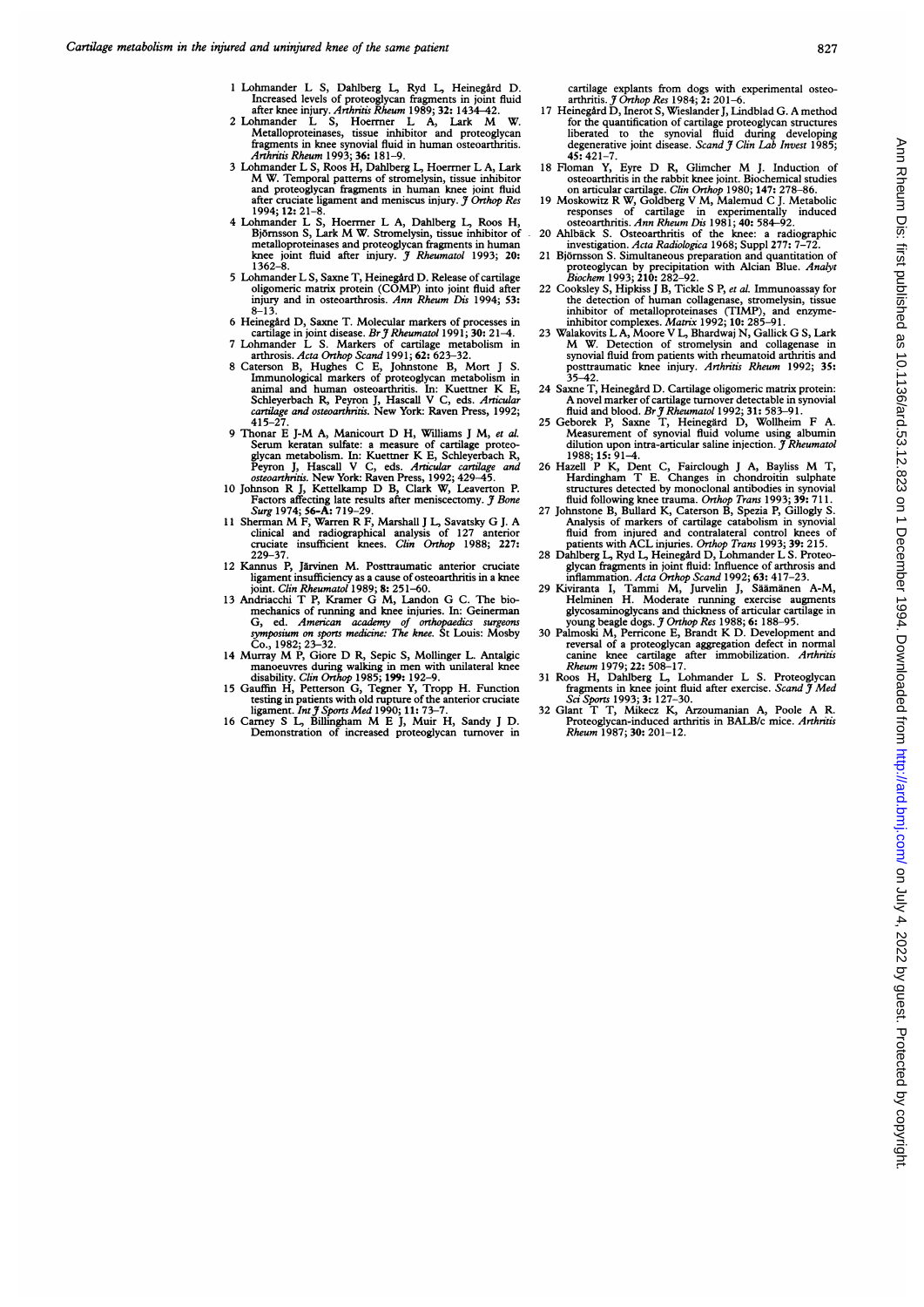1 Lohmander L S, Dahlberg L, Ryd L, Heinegård D. Increased levels of proteoglycan fragments in joint fluid after knee injury. *Arthritis Rheum* 1989; **32:** 1434–42.

2 Lohmander L S, Hoerrner L A, Lark M W. Metalloproteinases, tissue inhibitor and proteoglycan fragments in knee synovial fluid in human osteoarthritis. *Arthritis Rheum* 1993; **36:** 181–9.

3 Lohmander L S, Roos H, Dahlberg L, Hoerrner L A, Lark M W. Temporal patterns of stromelysin, tissue inhibitor and proteoglycan fragments in human knee joint fluid after cruciate ligament and meniscus injury. *J Orthop Res* 1994; **12:** 21–8.

4 Lohmander L S, Hoerrner L A, Dahlberg L, Roos H, Björnsson S, Lark M W. Stromelysin, tissue inhibitor of metalloproteinases and proteoglycan fragments in human knee joint fluid after injury. *J Rheumatol* 1993; **20:** 1362–8.

5 Lohmander L S, Saxne T, Heinegård D. Release of cartilage oligomeric matrix protein (COMP) into joint fluid after injury and in osteoarthrosis. *Ann Rheum Dis* 1994; **53:** 8–13.

6 Heinegård D, Saxne T. Molecular markers of processes in cartilage in joint disease. *Br J Rheumatol* 1991; **30:** 21–4.

7 Lohmander L S. Markers of cartilage metabolism in arthrosis. *Acta Orthop Scand* 1991; **62:** 623–32.

8 Caterson B, Hughes C E, Johnstone B, Mort J S. Immunological markers of proteoglycan metabolism in animal and human osteoarthritis. In: Kuettner K E, Schleyerbach R, Peyron J, Hascall V C, eds. *Articular cartilage and osteoarthritis.* New York: Raven Press, 1992; 415–27.

9 Thonar E J-M A, Manicourt D H, Williams J M, *et al.* Serum keratan sulfate: a measure of cartilage proteoglycan metabolism. In: Kuettner K E, Schleyerbach R, Peyron J, Hascall V C, eds. *Articular cartilage and osteoarthritis.* New York: Raven Press, 1992; 429–45.

10 Johnson R J, Kettelkamp D B, Clark W, Leaverton P. Factors affecting late results after meniscectomy. *J Bone Surg* 1974; **56-A:** 719–29.

11 Sherman M F, Warren R F, Marshall J L, Savatsky G J. A clinical and radiographical analysis of 127 anterior cruciate insufficient knees. *Clin Orthop* 1988; **227:** 229–37.

12 Kannus P, Järvinen M. Posttraumatic anterior cruciate ligament insufficiency as a cause of osteoarthritis in a knee joint. *Clin Rheumatol* 1989; **8:** 251–60.

13 Andriacchi T P, Kramer G M, Landon G C. The biomechanics of running and knee injuries. In: Geinerman G, ed. *American academy of orthopaedics surgeons symposium on sports medicine: The knee.* St Louis: Mosby Co., 1982; 23–32.

14 Murray M P, Giore D R, Sepic S, Mollinger L. Antalgic manoeuvres during walking in men with unilateral knee disability. *Clin Orthop* 1985; **199:** 192–9.

15 Gauffin H, Petterson G, Tegner Y, Tropp H. Function testing in patients with old rupture of the anterior cruciate ligament. *Int J Sports Med* 1990; **11:** 73–7.

16 Carney S L, Billingham M E J, Muir H, Sandy J D. Demonstration of increased proteoglycan turnover in cartilage explants from dogs with experimental osteoarthritis. *J Orthop Res* 1984; **2:** 201–6.

17 Heinegård D, Inerot S, Wieslander J, Lindblad G. A method for the quantification of cartilage proteoglycan structures liberated to the synovial fluid during developing degenerative joint disease. *Scand J Clin Lab Invest* 1985; **45:** 421–7.

18 Floman Y, Eyre D R, Glimcher M J. Induction of osteoarthritis in the rabbit knee joint. Biochemical studies on articular cartilage. *Clin Orthop* 1980; **147:** 278–86.

19 Moskowitz R W, Goldberg V M, Malemud C J. Metabolic responses of cartilage in experimentally induced osteoarthritis. *Ann Rheum Dis* 1981; **40:** 584–92.

20 Ahlbäck S. Osteoarthritis of the knee: a radiographic investigation. *Acta Radiologica* 1968; Suppl **277:** 7–72.

21 Björnsson S. Simultaneous preparation and quantitation of proteoglycan by precipitation with Alcian Blue. *Analyt Biochem* 1993; **210:** 282–92.

22 Cooksley S, Hipkiss J B, Tickle S P, *et al.* Immunoassay for the detection of human collagenase, stromelysin, tissue inhibitor of metalloproteinases (TIMP), and enzyme-inhibitor complexes. *Matrix* 1992; **10:** 285–91.

23 Walakovits L A, Moore V L, Bhardwaj N, Gallick G S, Lark M W. Detection of stromelysin and collagenase in synovial fluid from patients with rheumatoid arthritis and posttraumatic knee injury. *Arthritis Rheum* 1992; **35:** 35–42.

24 Saxne T, Heinegård D. Cartilage oligomeric matrix protein: A novel marker of cartilage turnover detectable in synovial fluid and blood. *Br J Rheumatol* 1992; **31:** 583–91.

25 Geborek P, Saxne T, Heinegård D, Wollheim F A. Measurement of synovial fluid volume using albumin dilution upon intra-articular saline injection. *J Rheumatol* 1988; **15:** 91–4.

26 Hazell P K, Dent C, Fairclough J A, Bayliss M T, Hardingham T E. Changes in chondroitin sulphate structures detected by monoclonal antibodies in synovial fluid following knee trauma. *Orthop Trans* 1993; **39:** 711.

27 Johnstone B, Bullard K, Caterson B, Spezia P, Gillogly S. Analysis of markers of cartilage catabolism in synovial fluid from injured and contralateral control knees of patients with ACL injuries. *Orthop Trans* 1993; **39:** 215.

28 Dahlberg L, Ryd L, Heinegård D, Lohmander L S. Proteoglycan fragments in joint fluid: Influence of arthrosis and inflammation. *Acta Orthop Scand* 1992; **63:** 417–23.

29 Kiviranta I, Tammi M, Jurvelin J, Säämänen A-M, Helminen H. Moderate running exercise augments glycosaminoglycans and thickness of articular cartilage in young beagle dogs. *J Orthop Res* 1988; **6:** 188–95.

30 Palmoski M, Perricone E, Brandt K D. Development and reversal of a proteoglycan aggregation defect in normal canine knee cartilage after immobilization. *Arthritis Rheum* 1979; **22:** 508–17.

31 Roos H, Dahlberg L, Lohmander L S. Proteoglycan fragments in knee joint fluid after exercise. *Scand J Med Sci Sports* 1993; **3:** 127–30.

32 Glant T T, Mikecz K, Arzoumanian A, Poole A R. Proteoglycan-induced arthritis in BALB/c mice. *Arthritis Rheum* 1987; **30:** 201–12.